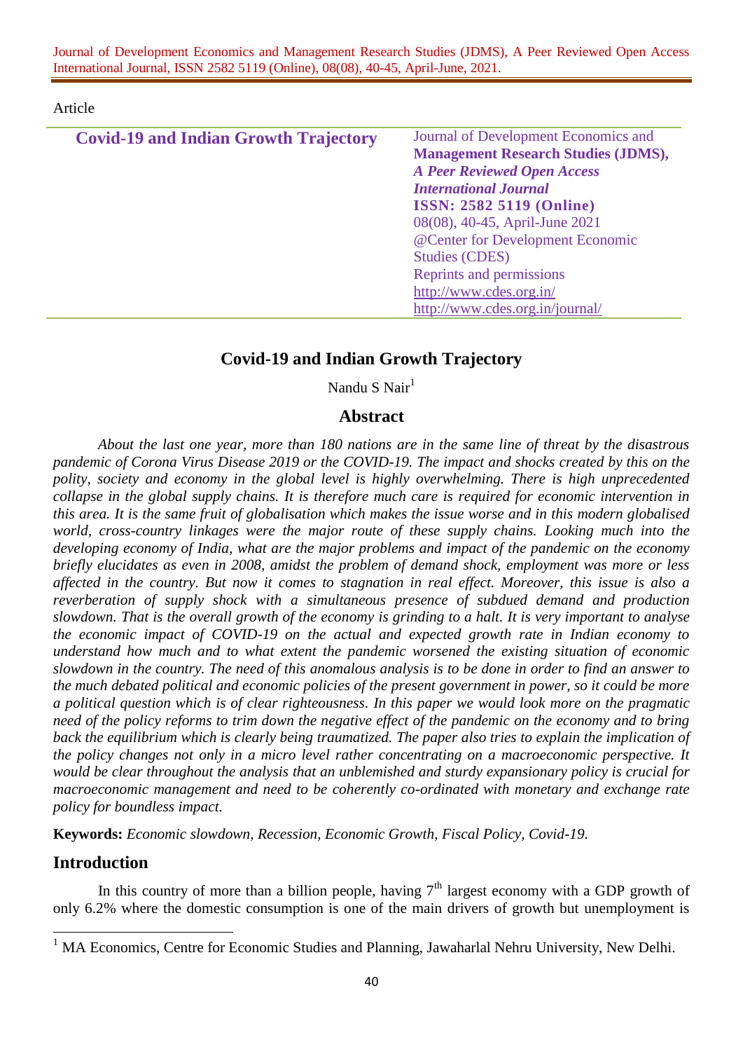Article

| Covid-19 and Indian Growth Trajectory | Journal of Development Economics and **Management Research Studies (JDMS),** ***A Peer Reviewed Open Access International Journal*** **ISSN: 2582 5119 (Online)** 08(08), 40-45, April-June 2021 @Center for Development Economic Studies (CDES) Reprints and permissions http://www.cdes.org.in/ http://www.cdes.org.in/journal/ |
|---|---|

# Covid-19 and Indian Growth Trajectory

Nandu S Nair[1]

## Abstract

*About the last one year, more than 180 nations are in the same line of threat by the disastrous pandemic of Corona Virus Disease 2019 or the COVID-19. The impact and shocks created by this on the polity, society and economy in the global level is highly overwhelming. There is high unprecedented collapse in the global supply chains. It is therefore much care is required for economic intervention in this area. It is the same fruit of globalisation which makes the issue worse and in this modern globalised world, cross-country linkages were the major route of these supply chains. Looking much into the developing economy of India, what are the major problems and impact of the pandemic on the economy briefly elucidates as even in 2008, amidst the problem of demand shock, employment was more or less affected in the country. But now it comes to stagnation in real effect. Moreover, this issue is also a reverberation of supply shock with a simultaneous presence of subdued demand and production slowdown. That is the overall growth of the economy is grinding to a halt. It is very important to analyse the economic impact of COVID-19 on the actual and expected growth rate in Indian economy to understand how much and to what extent the pandemic worsened the existing situation of economic slowdown in the country. The need of this anomalous analysis is to be done in order to find an answer to the much debated political and economic policies of the present government in power, so it could be more a political question which is of clear righteousness. In this paper we would look more on the pragmatic need of the policy reforms to trim down the negative effect of the pandemic on the economy and to bring back the equilibrium which is clearly being traumatized. The paper also tries to explain the implication of the policy changes not only in a micro level rather concentrating on a macroeconomic perspective. It would be clear throughout the analysis that an unblemished and sturdy expansionary policy is crucial for macroeconomic management and need to be coherently co-ordinated with monetary and exchange rate policy for boundless impact.*

**Keywords:** *Economic slowdown, Recession, Economic Growth, Fiscal Policy, Covid-19.*

## Introduction

In this country of more than a billion people, having 7th largest economy with a GDP growth of only 6.2% where the domestic consumption is one of the main drivers of growth but unemployment is

[1] MA Economics, Centre for Economic Studies and Planning, Jawaharlal Nehru University, New Delhi.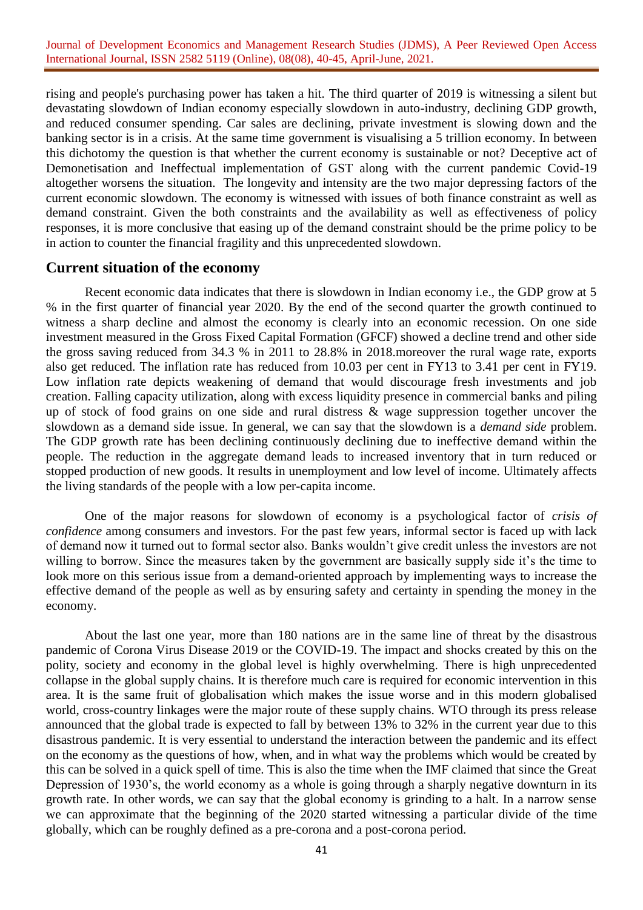rising and people's purchasing power has taken a hit. The third quarter of 2019 is witnessing a silent but devastating slowdown of Indian economy especially slowdown in auto-industry, declining GDP growth, and reduced consumer spending. Car sales are declining, private investment is slowing down and the banking sector is in a crisis. At the same time government is visualising a 5 trillion economy. In between this dichotomy the question is that whether the current economy is sustainable or not? Deceptive act of Demonetisation and Ineffectual implementation of GST along with the current pandemic Covid-19 altogether worsens the situation. The longevity and intensity are the two major depressing factors of the current economic slowdown. The economy is witnessed with issues of both finance constraint as well as demand constraint. Given the both constraints and the availability as well as effectiveness of policy responses, it is more conclusive that easing up of the demand constraint should be the prime policy to be in action to counter the financial fragility and this unprecedented slowdown.

## Current situation of the economy

Recent economic data indicates that there is slowdown in Indian economy i.e., the GDP grow at 5 % in the first quarter of financial year 2020. By the end of the second quarter the growth continued to witness a sharp decline and almost the economy is clearly into an economic recession. On one side investment measured in the Gross Fixed Capital Formation (GFCF) showed a decline trend and other side the gross saving reduced from 34.3 % in 2011 to 28.8% in 2018.moreover the rural wage rate, exports also get reduced. The inflation rate has reduced from 10.03 per cent in FY13 to 3.41 per cent in FY19. Low inflation rate depicts weakening of demand that would discourage fresh investments and job creation. Falling capacity utilization, along with excess liquidity presence in commercial banks and piling up of stock of food grains on one side and rural distress & wage suppression together uncover the slowdown as a demand side issue. In general, we can say that the slowdown is a *demand side* problem. The GDP growth rate has been declining continuously declining due to ineffective demand within the people. The reduction in the aggregate demand leads to increased inventory that in turn reduced or stopped production of new goods. It results in unemployment and low level of income. Ultimately affects the living standards of the people with a low per-capita income.

One of the major reasons for slowdown of economy is a psychological factor of *crisis of confidence* among consumers and investors. For the past few years, informal sector is faced up with lack of demand now it turned out to formal sector also. Banks wouldn't give credit unless the investors are not willing to borrow. Since the measures taken by the government are basically supply side it's the time to look more on this serious issue from a demand-oriented approach by implementing ways to increase the effective demand of the people as well as by ensuring safety and certainty in spending the money in the economy.

About the last one year, more than 180 nations are in the same line of threat by the disastrous pandemic of Corona Virus Disease 2019 or the COVID-19. The impact and shocks created by this on the polity, society and economy in the global level is highly overwhelming. There is high unprecedented collapse in the global supply chains. It is therefore much care is required for economic intervention in this area. It is the same fruit of globalisation which makes the issue worse and in this modern globalised world, cross-country linkages were the major route of these supply chains. WTO through its press release announced that the global trade is expected to fall by between 13% to 32% in the current year due to this disastrous pandemic. It is very essential to understand the interaction between the pandemic and its effect on the economy as the questions of how, when, and in what way the problems which would be created by this can be solved in a quick spell of time. This is also the time when the IMF claimed that since the Great Depression of 1930's, the world economy as a whole is going through a sharply negative downturn in its growth rate. In other words, we can say that the global economy is grinding to a halt. In a narrow sense we can approximate that the beginning of the 2020 started witnessing a particular divide of the time globally, which can be roughly defined as a pre-corona and a post-corona period.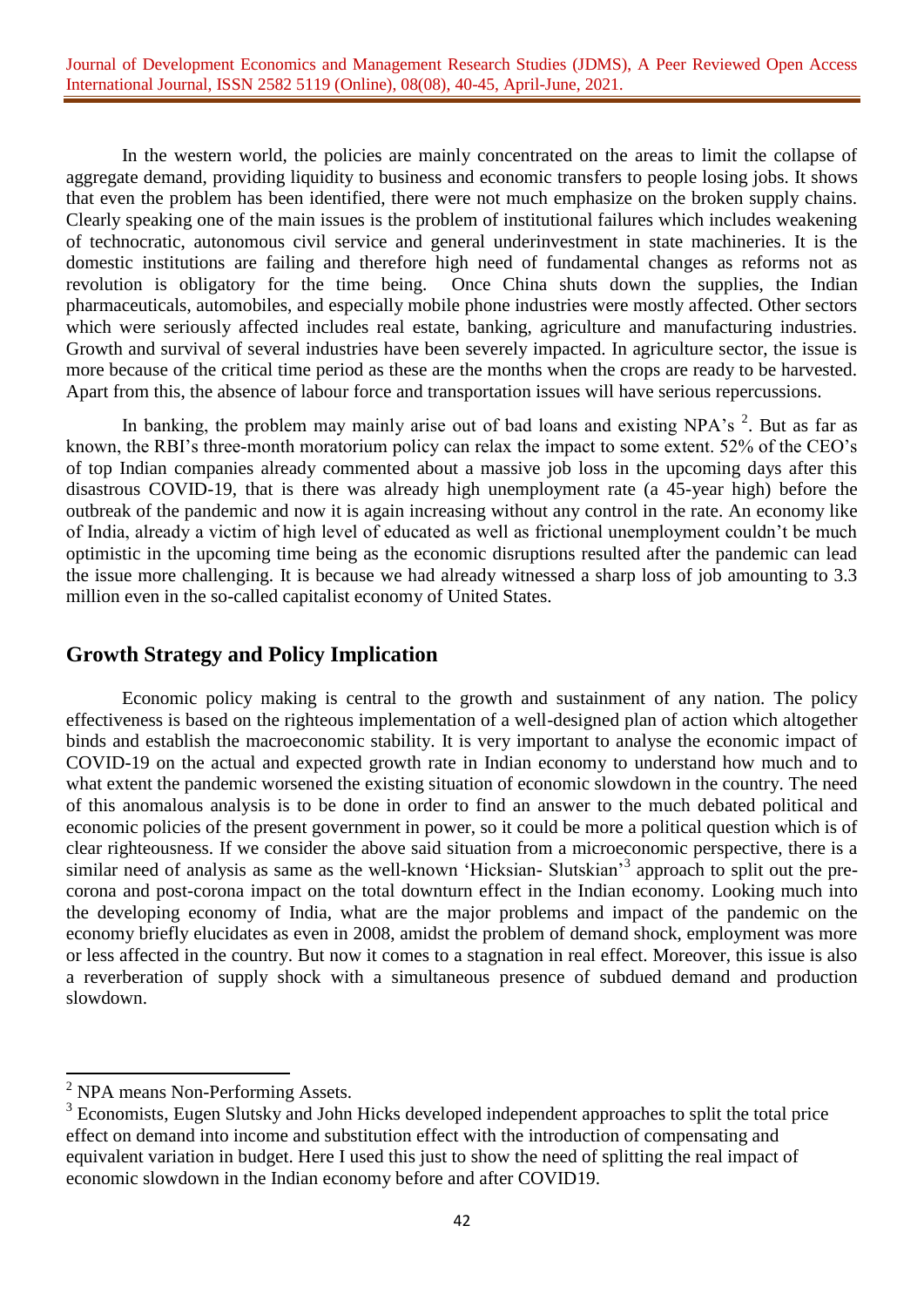In the western world, the policies are mainly concentrated on the areas to limit the collapse of aggregate demand, providing liquidity to business and economic transfers to people losing jobs. It shows that even the problem has been identified, there were not much emphasize on the broken supply chains. Clearly speaking one of the main issues is the problem of institutional failures which includes weakening of technocratic, autonomous civil service and general underinvestment in state machineries. It is the domestic institutions are failing and therefore high need of fundamental changes as reforms not as revolution is obligatory for the time being. Once China shuts down the supplies, the Indian pharmaceuticals, automobiles, and especially mobile phone industries were mostly affected. Other sectors which were seriously affected includes real estate, banking, agriculture and manufacturing industries. Growth and survival of several industries have been severely impacted. In agriculture sector, the issue is more because of the critical time period as these are the months when the crops are ready to be harvested. Apart from this, the absence of labour force and transportation issues will have serious repercussions.

In banking, the problem may mainly arise out of bad loans and existing NPA's [2]. But as far as known, the RBI's three-month moratorium policy can relax the impact to some extent. 52% of the CEO's of top Indian companies already commented about a massive job loss in the upcoming days after this disastrous COVID-19, that is there was already high unemployment rate (a 45-year high) before the outbreak of the pandemic and now it is again increasing without any control in the rate. An economy like of India, already a victim of high level of educated as well as frictional unemployment couldn't be much optimistic in the upcoming time being as the economic disruptions resulted after the pandemic can lead the issue more challenging. It is because we had already witnessed a sharp loss of job amounting to 3.3 million even in the so-called capitalist economy of United States.

## Growth Strategy and Policy Implication

Economic policy making is central to the growth and sustainment of any nation. The policy effectiveness is based on the righteous implementation of a well-designed plan of action which altogether binds and establish the macroeconomic stability. It is very important to analyse the economic impact of COVID-19 on the actual and expected growth rate in Indian economy to understand how much and to what extent the pandemic worsened the existing situation of economic slowdown in the country. The need of this anomalous analysis is to be done in order to find an answer to the much debated political and economic policies of the present government in power, so it could be more a political question which is of clear righteousness. If we consider the above said situation from a microeconomic perspective, there is a similar need of analysis as same as the well-known 'Hicksian- Slutskian'[3] approach to split out the pre-corona and post-corona impact on the total downturn effect in the Indian economy. Looking much into the developing economy of India, what are the major problems and impact of the pandemic on the economy briefly elucidates as even in 2008, amidst the problem of demand shock, employment was more or less affected in the country. But now it comes to a stagnation in real effect. Moreover, this issue is also a reverberation of supply shock with a simultaneous presence of subdued demand and production slowdown.

---

[2] NPA means Non-Performing Assets.

[3] Economists, Eugen Slutsky and John Hicks developed independent approaches to split the total price effect on demand into income and substitution effect with the introduction of compensating and equivalent variation in budget. Here I used this just to show the need of splitting the real impact of economic slowdown in the Indian economy before and after COVID19.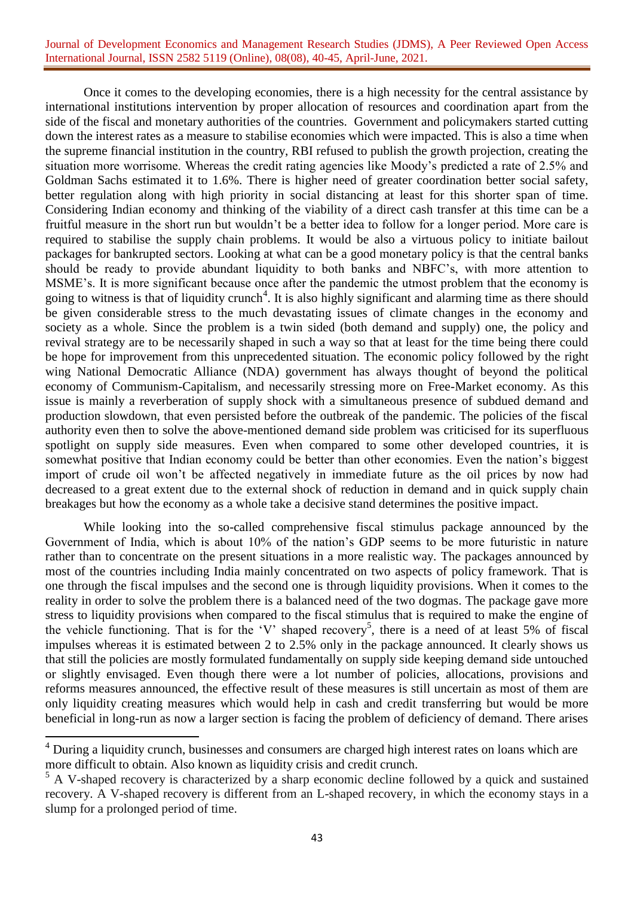Once it comes to the developing economies, there is a high necessity for the central assistance by international institutions intervention by proper allocation of resources and coordination apart from the side of the fiscal and monetary authorities of the countries. Government and policymakers started cutting down the interest rates as a measure to stabilise economies which were impacted. This is also a time when the supreme financial institution in the country, RBI refused to publish the growth projection, creating the situation more worrisome. Whereas the credit rating agencies like Moody's predicted a rate of 2.5% and Goldman Sachs estimated it to 1.6%. There is higher need of greater coordination better social safety, better regulation along with high priority in social distancing at least for this shorter span of time. Considering Indian economy and thinking of the viability of a direct cash transfer at this time can be a fruitful measure in the short run but wouldn't be a better idea to follow for a longer period. More care is required to stabilise the supply chain problems. It would be also a virtuous policy to initiate bailout packages for bankrupted sectors. Looking at what can be a good monetary policy is that the central banks should be ready to provide abundant liquidity to both banks and NBFC's, with more attention to MSME's. It is more significant because once after the pandemic the utmost problem that the economy is going to witness is that of liquidity crunch[4]. It is also highly significant and alarming time as there should be given considerable stress to the much devastating issues of climate changes in the economy and society as a whole. Since the problem is a twin sided (both demand and supply) one, the policy and revival strategy are to be necessarily shaped in such a way so that at least for the time being there could be hope for improvement from this unprecedented situation. The economic policy followed by the right wing National Democratic Alliance (NDA) government has always thought of beyond the political economy of Communism-Capitalism, and necessarily stressing more on Free-Market economy. As this issue is mainly a reverberation of supply shock with a simultaneous presence of subdued demand and production slowdown, that even persisted before the outbreak of the pandemic. The policies of the fiscal authority even then to solve the above-mentioned demand side problem was criticised for its superfluous spotlight on supply side measures. Even when compared to some other developed countries, it is somewhat positive that Indian economy could be better than other economies. Even the nation's biggest import of crude oil won't be affected negatively in immediate future as the oil prices by now had decreased to a great extent due to the external shock of reduction in demand and in quick supply chain breakages but how the economy as a whole take a decisive stand determines the positive impact.

While looking into the so-called comprehensive fiscal stimulus package announced by the Government of India, which is about 10% of the nation's GDP seems to be more futuristic in nature rather than to concentrate on the present situations in a more realistic way. The packages announced by most of the countries including India mainly concentrated on two aspects of policy framework. That is one through the fiscal impulses and the second one is through liquidity provisions. When it comes to the reality in order to solve the problem there is a balanced need of the two dogmas. The package gave more stress to liquidity provisions when compared to the fiscal stimulus that is required to make the engine of the vehicle functioning. That is for the 'V' shaped recovery[5], there is a need of at least 5% of fiscal impulses whereas it is estimated between 2 to 2.5% only in the package announced. It clearly shows us that still the policies are mostly formulated fundamentally on supply side keeping demand side untouched or slightly envisaged. Even though there were a lot number of policies, allocations, provisions and reforms measures announced, the effective result of these measures is still uncertain as most of them are only liquidity creating measures which would help in cash and credit transferring but would be more beneficial in long-run as now a larger section is facing the problem of deficiency of demand. There arises

[4] During a liquidity crunch, businesses and consumers are charged high interest rates on loans which are more difficult to obtain. Also known as liquidity crisis and credit crunch.

[5] A V-shaped recovery is characterized by a sharp economic decline followed by a quick and sustained recovery. A V-shaped recovery is different from an L-shaped recovery, in which the economy stays in a slump for a prolonged period of time.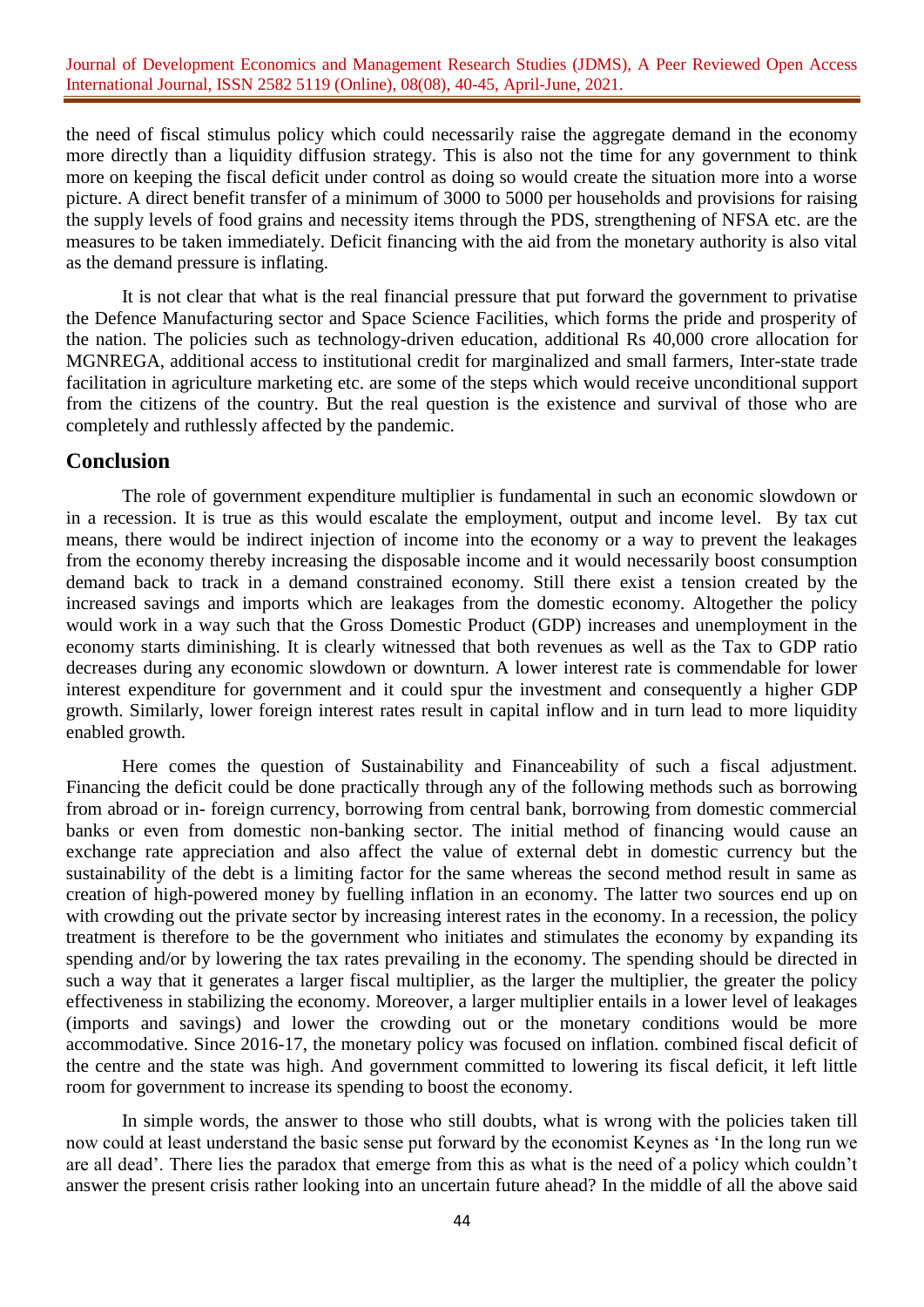the need of fiscal stimulus policy which could necessarily raise the aggregate demand in the economy more directly than a liquidity diffusion strategy. This is also not the time for any government to think more on keeping the fiscal deficit under control as doing so would create the situation more into a worse picture. A direct benefit transfer of a minimum of 3000 to 5000 per households and provisions for raising the supply levels of food grains and necessity items through the PDS, strengthening of NFSA etc. are the measures to be taken immediately. Deficit financing with the aid from the monetary authority is also vital as the demand pressure is inflating.

It is not clear that what is the real financial pressure that put forward the government to privatise the Defence Manufacturing sector and Space Science Facilities, which forms the pride and prosperity of the nation. The policies such as technology-driven education, additional Rs 40,000 crore allocation for MGNREGA, additional access to institutional credit for marginalized and small farmers, Inter-state trade facilitation in agriculture marketing etc. are some of the steps which would receive unconditional support from the citizens of the country. But the real question is the existence and survival of those who are completely and ruthlessly affected by the pandemic.

## Conclusion

The role of government expenditure multiplier is fundamental in such an economic slowdown or in a recession. It is true as this would escalate the employment, output and income level. By tax cut means, there would be indirect injection of income into the economy or a way to prevent the leakages from the economy thereby increasing the disposable income and it would necessarily boost consumption demand back to track in a demand constrained economy. Still there exist a tension created by the increased savings and imports which are leakages from the domestic economy. Altogether the policy would work in a way such that the Gross Domestic Product (GDP) increases and unemployment in the economy starts diminishing. It is clearly witnessed that both revenues as well as the Tax to GDP ratio decreases during any economic slowdown or downturn. A lower interest rate is commendable for lower interest expenditure for government and it could spur the investment and consequently a higher GDP growth. Similarly, lower foreign interest rates result in capital inflow and in turn lead to more liquidity enabled growth.

Here comes the question of Sustainability and Financeability of such a fiscal adjustment. Financing the deficit could be done practically through any of the following methods such as borrowing from abroad or in- foreign currency, borrowing from central bank, borrowing from domestic commercial banks or even from domestic non-banking sector. The initial method of financing would cause an exchange rate appreciation and also affect the value of external debt in domestic currency but the sustainability of the debt is a limiting factor for the same whereas the second method result in same as creation of high-powered money by fuelling inflation in an economy. The latter two sources end up on with crowding out the private sector by increasing interest rates in the economy. In a recession, the policy treatment is therefore to be the government who initiates and stimulates the economy by expanding its spending and/or by lowering the tax rates prevailing in the economy. The spending should be directed in such a way that it generates a larger fiscal multiplier, as the larger the multiplier, the greater the policy effectiveness in stabilizing the economy. Moreover, a larger multiplier entails in a lower level of leakages (imports and savings) and lower the crowding out or the monetary conditions would be more accommodative. Since 2016-17, the monetary policy was focused on inflation. combined fiscal deficit of the centre and the state was high. And government committed to lowering its fiscal deficit, it left little room for government to increase its spending to boost the economy.

In simple words, the answer to those who still doubts, what is wrong with the policies taken till now could at least understand the basic sense put forward by the economist Keynes as 'In the long run we are all dead'. There lies the paradox that emerge from this as what is the need of a policy which couldn't answer the present crisis rather looking into an uncertain future ahead? In the middle of all the above said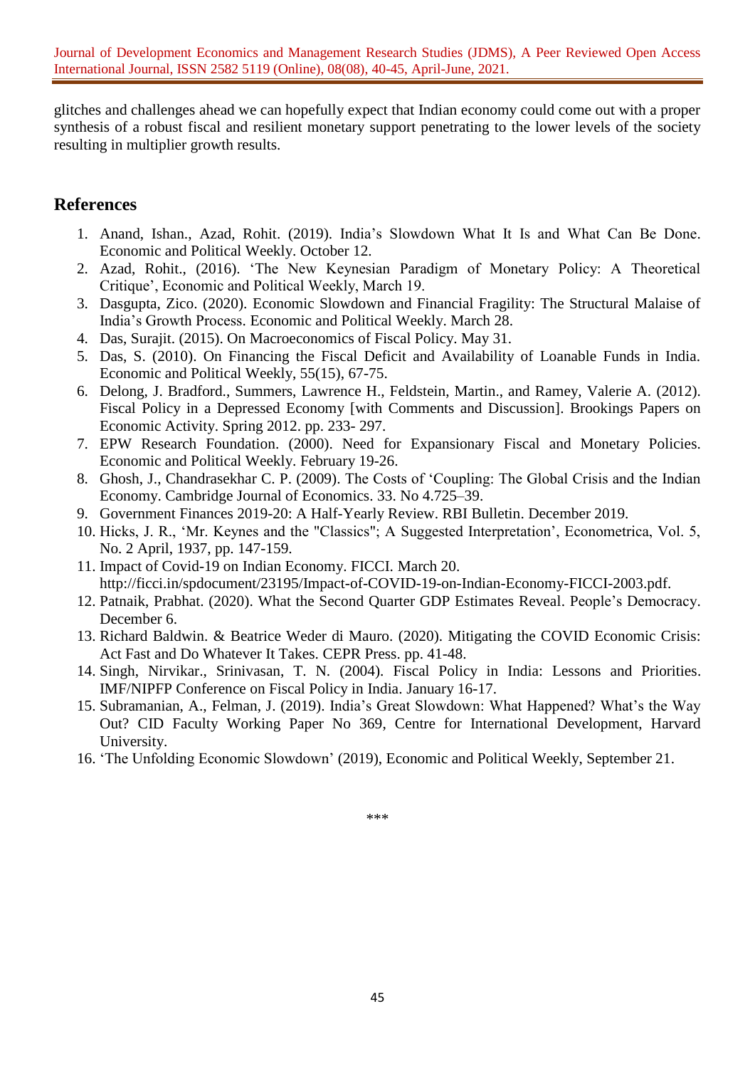glitches and challenges ahead we can hopefully expect that Indian economy could come out with a proper synthesis of a robust fiscal and resilient monetary support penetrating to the lower levels of the society resulting in multiplier growth results.

## References

1. Anand, Ishan., Azad, Rohit. (2019). India's Slowdown What It Is and What Can Be Done. Economic and Political Weekly. October 12.
2. Azad, Rohit., (2016). 'The New Keynesian Paradigm of Monetary Policy: A Theoretical Critique', Economic and Political Weekly, March 19.
3. Dasgupta, Zico. (2020). Economic Slowdown and Financial Fragility: The Structural Malaise of India's Growth Process. Economic and Political Weekly. March 28.
4. Das, Surajit. (2015). On Macroeconomics of Fiscal Policy. May 31.
5. Das, S. (2010). On Financing the Fiscal Deficit and Availability of Loanable Funds in India. Economic and Political Weekly, 55(15), 67-75.
6. Delong, J. Bradford., Summers, Lawrence H., Feldstein, Martin., and Ramey, Valerie A. (2012). Fiscal Policy in a Depressed Economy [with Comments and Discussion]. Brookings Papers on Economic Activity. Spring 2012. pp. 233- 297.
7. EPW Research Foundation. (2000). Need for Expansionary Fiscal and Monetary Policies. Economic and Political Weekly. February 19-26.
8. Ghosh, J., Chandrasekhar C. P. (2009). The Costs of 'Coupling: The Global Crisis and the Indian Economy. Cambridge Journal of Economics. 33. No 4.725–39.
9. Government Finances 2019-20: A Half-Yearly Review. RBI Bulletin. December 2019.
10. Hicks, J. R., 'Mr. Keynes and the "Classics"; A Suggested Interpretation', Econometrica, Vol. 5, No. 2 April, 1937, pp. 147-159.
11. Impact of Covid-19 on Indian Economy. FICCI. March 20. http://ficci.in/spdocument/23195/Impact-of-COVID-19-on-Indian-Economy-FICCI-2003.pdf.
12. Patnaik, Prabhat. (2020). What the Second Quarter GDP Estimates Reveal. People's Democracy. December 6.
13. Richard Baldwin. & Beatrice Weder di Mauro. (2020). Mitigating the COVID Economic Crisis: Act Fast and Do Whatever It Takes. CEPR Press. pp. 41-48.
14. Singh, Nirvikar., Srinivasan, T. N. (2004). Fiscal Policy in India: Lessons and Priorities. IMF/NIPFP Conference on Fiscal Policy in India. January 16-17.
15. Subramanian, A., Felman, J. (2019). India's Great Slowdown: What Happened? What's the Way Out? CID Faculty Working Paper No 369, Centre for International Development, Harvard University.
16. 'The Unfolding Economic Slowdown' (2019), Economic and Political Weekly, September 21.

***